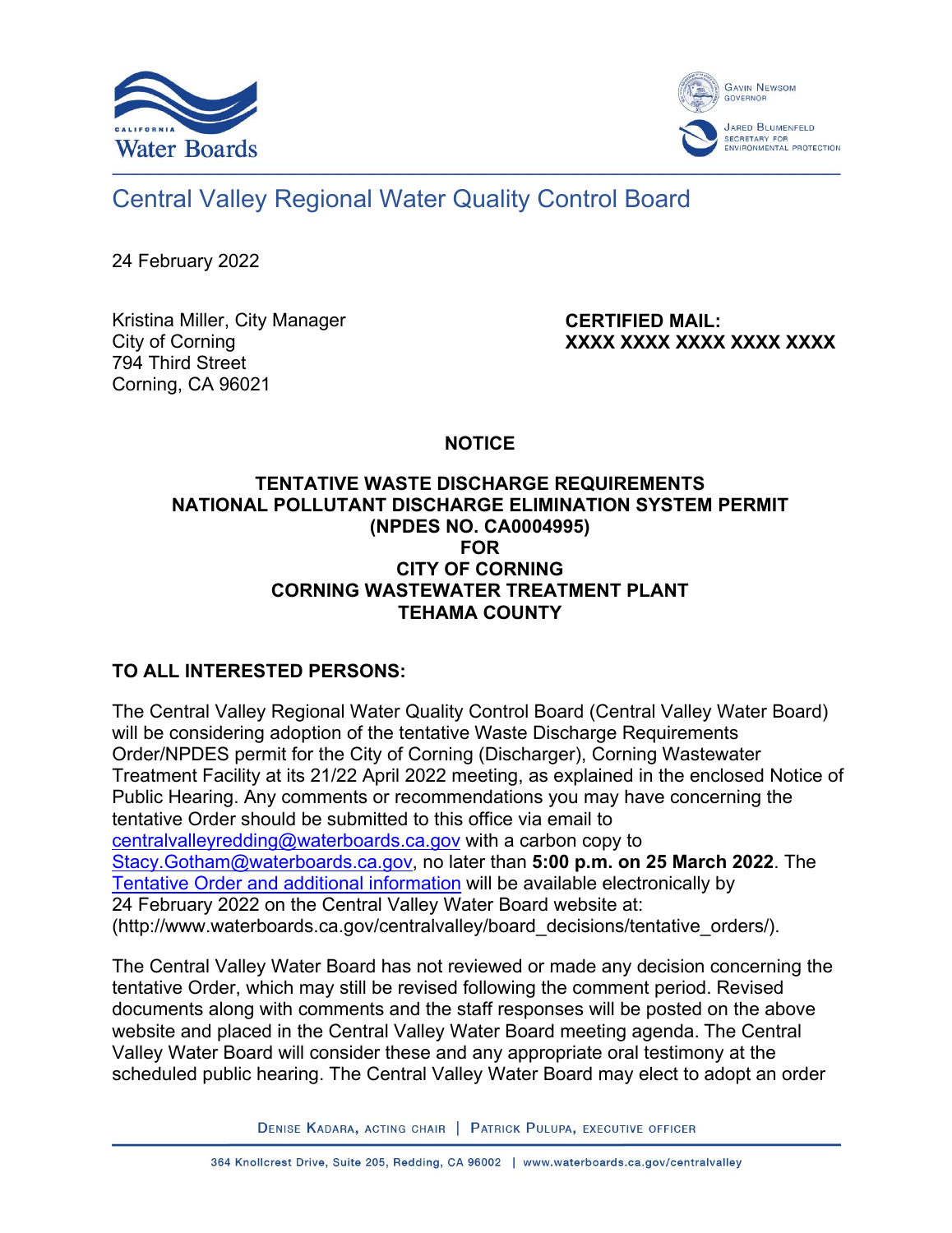Central Valley Regional Water Quality Control Board

24 February 2022

Kristina Miller, City Manager
City of Corning
794 Third Street
Corning, CA 96021

**CERTIFIED MAIL:**
**XXXX XXXX XXXX XXXX XXXX**

## NOTICE

## TENTATIVE WASTE DISCHARGE REQUIREMENTS NATIONAL POLLUTANT DISCHARGE ELIMINATION SYSTEM PERMIT (NPDES NO. CA0004995) FOR CITY OF CORNING CORNING WASTEWATER TREATMENT PLANT TEHAMA COUNTY

**TO ALL INTERESTED PERSONS:**

The Central Valley Regional Water Quality Control Board (Central Valley Water Board) will be considering adoption of the tentative Waste Discharge Requirements Order/NPDES permit for the City of Corning (Discharger), Corning Wastewater Treatment Facility at its 21/22 April 2022 meeting, as explained in the enclosed Notice of Public Hearing. Any comments or recommendations you may have concerning the tentative Order should be submitted to this office via email to centralvalleyredding@waterboards.ca.gov with a carbon copy to Stacy.Gotham@waterboards.ca.gov, no later than **5:00 p.m. on 25 March 2022**. The Tentative Order and additional information will be available electronically by 24 February 2022 on the Central Valley Water Board website at: (http://www.waterboards.ca.gov/centralvalley/board_decisions/tentative_orders/).

The Central Valley Water Board has not reviewed or made any decision concerning the tentative Order, which may still be revised following the comment period. Revised documents along with comments and the staff responses will be posted on the above website and placed in the Central Valley Water Board meeting agenda. The Central Valley Water Board will consider these and any appropriate oral testimony at the scheduled public hearing. The Central Valley Water Board may elect to adopt an order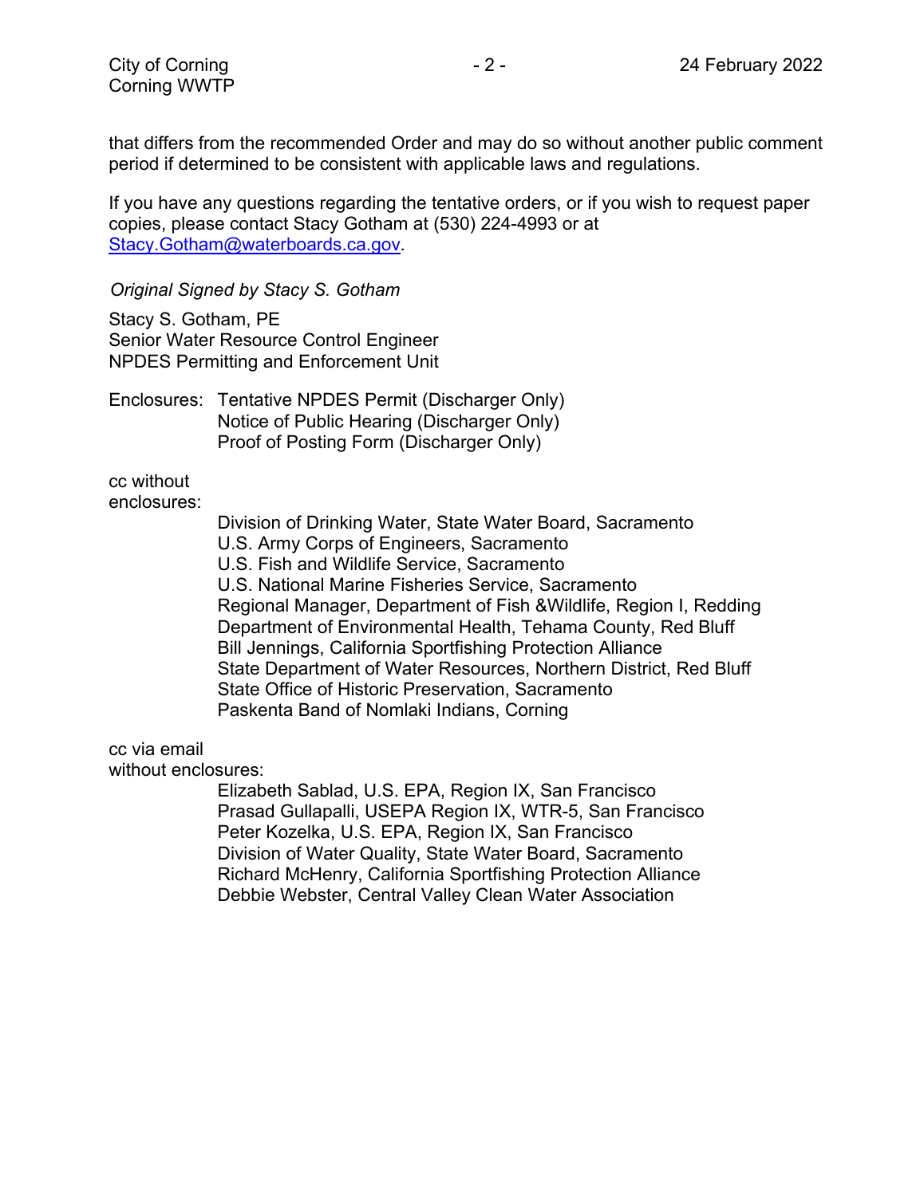that differs from the recommended Order and may do so without another public comment period if determined to be consistent with applicable laws and regulations.

If you have any questions regarding the tentative orders, or if you wish to request paper copies, please contact Stacy Gotham at (530) 224-4993 or at Stacy.Gotham@waterboards.ca.gov.

*Original Signed by Stacy S. Gotham*

Stacy S. Gotham, PE
Senior Water Resource Control Engineer
NPDES Permitting and Enforcement Unit

Enclosures: Tentative NPDES Permit (Discharger Only)
Notice of Public Hearing (Discharger Only)
Proof of Posting Form (Discharger Only)

cc without enclosures:

Division of Drinking Water, State Water Board, Sacramento
U.S. Army Corps of Engineers, Sacramento
U.S. Fish and Wildlife Service, Sacramento
U.S. National Marine Fisheries Service, Sacramento
Regional Manager, Department of Fish &Wildlife, Region I, Redding
Department of Environmental Health, Tehama County, Red Bluff
Bill Jennings, California Sportfishing Protection Alliance
State Department of Water Resources, Northern District, Red Bluff
State Office of Historic Preservation, Sacramento
Paskenta Band of Nomlaki Indians, Corning

cc via email without enclosures:

Elizabeth Sablad, U.S. EPA, Region IX, San Francisco
Prasad Gullapalli, USEPA Region IX, WTR-5, San Francisco
Peter Kozelka, U.S. EPA, Region IX, San Francisco
Division of Water Quality, State Water Board, Sacramento
Richard McHenry, California Sportfishing Protection Alliance
Debbie Webster, Central Valley Clean Water Association